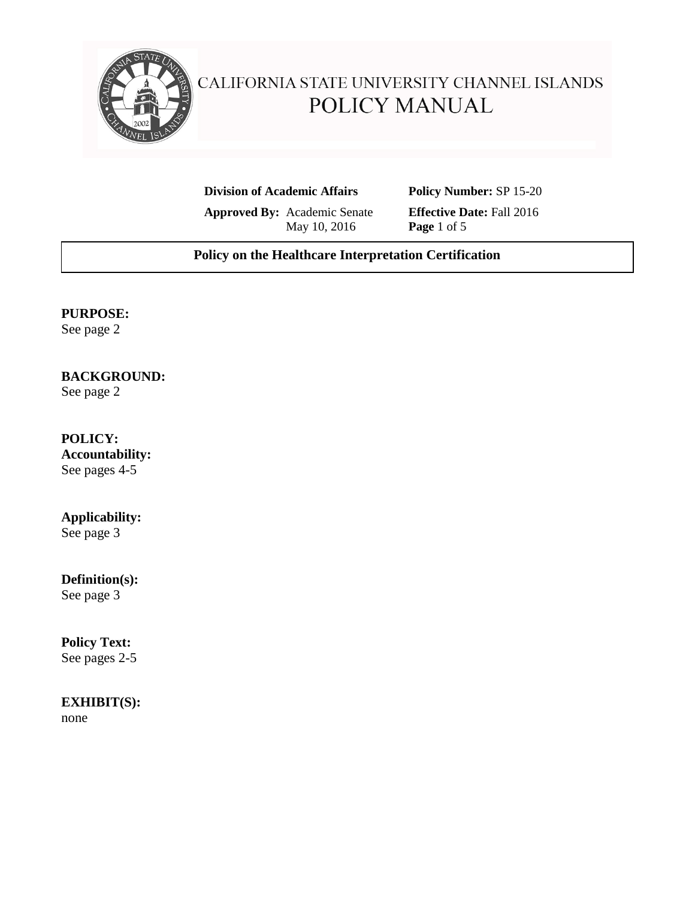# CALIFORNIA STATE UNIVERSITY CHANNEL ISLANDS
## POLICY MANUAL

| | |
|---|---|
| **Division of Academic Affairs** | **Policy Number:** SP 15-20 |
| **Approved By:** Academic Senate May 10, 2016 | **Effective Date:** Fall 2016 **Page** 1 of 5 |

**Policy on the Healthcare Interpretation Certification**

**PURPOSE:**
See page 2

**BACKGROUND:**
See page 2

**POLICY:**
**Accountability:**
See pages 4-5

**Applicability:**
See page 3

**Definition(s):**
See page 3

**Policy Text:**
See pages 2-5

**EXHIBIT(S):**
none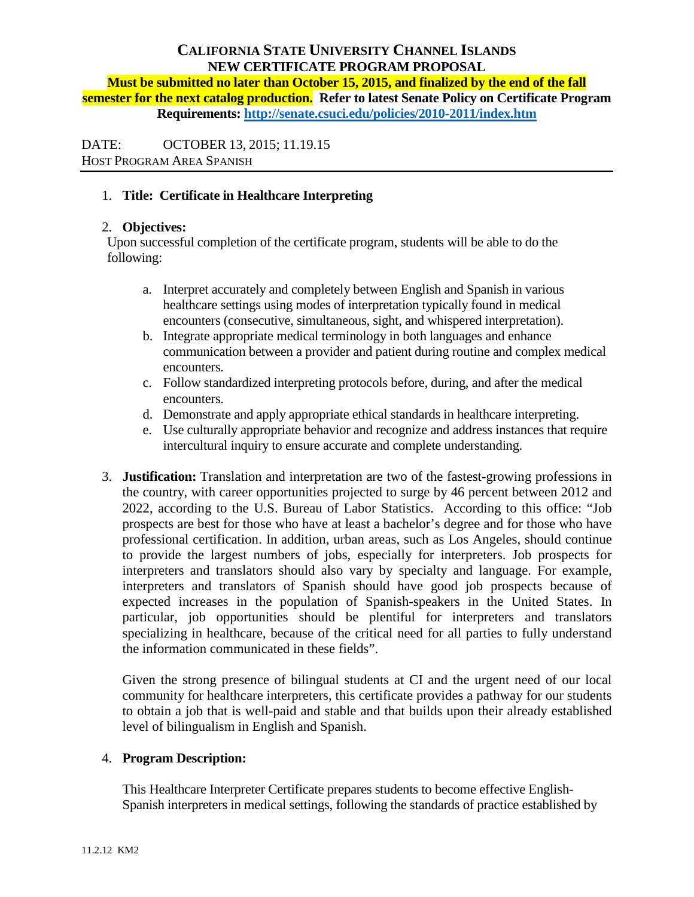# CALIFORNIA STATE UNIVERSITY CHANNEL ISLANDS
## NEW CERTIFICATE PROGRAM PROPOSAL

**Must be submitted no later than October 15, 2015, and finalized by the end of the fall semester for the next catalog production. Refer to latest Senate Policy on Certificate Program Requirements: http://senate.csuci.edu/policies/2010-2011/index.htm**

DATE: OCTOBER 13, 2015; 11.19.15
HOST PROGRAM AREA SPANISH

1. **Title: Certificate in Healthcare Interpreting**

2. **Objectives:**
Upon successful completion of the certificate program, students will be able to do the following:

    a. Interpret accurately and completely between English and Spanish in various healthcare settings using modes of interpretation typically found in medical encounters (consecutive, simultaneous, sight, and whispered interpretation).
    b. Integrate appropriate medical terminology in both languages and enhance communication between a provider and patient during routine and complex medical encounters.
    c. Follow standardized interpreting protocols before, during, and after the medical encounters.
    d. Demonstrate and apply appropriate ethical standards in healthcare interpreting.
    e. Use culturally appropriate behavior and recognize and address instances that require intercultural inquiry to ensure accurate and complete understanding.

3. **Justification:** Translation and interpretation are two of the fastest-growing professions in the country, with career opportunities projected to surge by 46 percent between 2012 and 2022, according to the U.S. Bureau of Labor Statistics. According to this office: "Job prospects are best for those who have at least a bachelor's degree and for those who have professional certification. In addition, urban areas, such as Los Angeles, should continue to provide the largest numbers of jobs, especially for interpreters. Job prospects for interpreters and translators should also vary by specialty and language. For example, interpreters and translators of Spanish should have good job prospects because of expected increases in the population of Spanish-speakers in the United States. In particular, job opportunities should be plentiful for interpreters and translators specializing in healthcare, because of the critical need for all parties to fully understand the information communicated in these fields".

    Given the strong presence of bilingual students at CI and the urgent need of our local community for healthcare interpreters, this certificate provides a pathway for our students to obtain a job that is well-paid and stable and that builds upon their already established level of bilingualism in English and Spanish.

4. **Program Description:**

    This Healthcare Interpreter Certificate prepares students to become effective English-Spanish interpreters in medical settings, following the standards of practice established by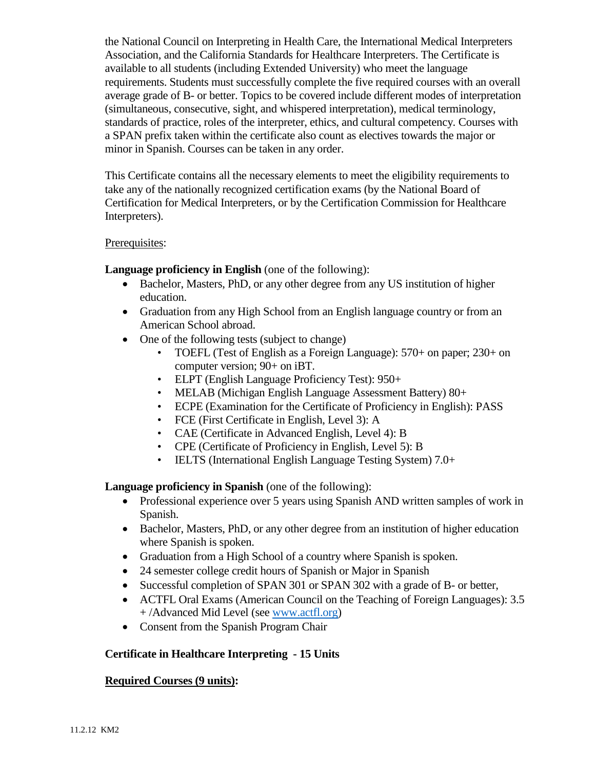the National Council on Interpreting in Health Care, the International Medical Interpreters Association, and the California Standards for Healthcare Interpreters. The Certificate is available to all students (including Extended University) who meet the language requirements. Students must successfully complete the five required courses with an overall average grade of B- or better. Topics to be covered include different modes of interpretation (simultaneous, consecutive, sight, and whispered interpretation), medical terminology, standards of practice, roles of the interpreter, ethics, and cultural competency. Courses with a SPAN prefix taken within the certificate also count as electives towards the major or minor in Spanish. Courses can be taken in any order.

This Certificate contains all the necessary elements to meet the eligibility requirements to take any of the nationally recognized certification exams (by the National Board of Certification for Medical Interpreters, or by the Certification Commission for Healthcare Interpreters).

Prerequisites:

**Language proficiency in English** (one of the following):

- Bachelor, Masters, PhD, or any other degree from any US institution of higher education.
- Graduation from any High School from an English language country or from an American School abroad.
- One of the following tests (subject to change)
  - TOEFL (Test of English as a Foreign Language): 570+ on paper; 230+ on computer version; 90+ on iBT.
  - ELPT (English Language Proficiency Test): 950+
  - MELAB (Michigan English Language Assessment Battery) 80+
  - ECPE (Examination for the Certificate of Proficiency in English): PASS
  - FCE (First Certificate in English, Level 3): A
  - CAE (Certificate in Advanced English, Level 4): B
  - CPE (Certificate of Proficiency in English, Level 5): B
  - IELTS (International English Language Testing System) 7.0+

**Language proficiency in Spanish** (one of the following):

- Professional experience over 5 years using Spanish AND written samples of work in Spanish.
- Bachelor, Masters, PhD, or any other degree from an institution of higher education where Spanish is spoken.
- Graduation from a High School of a country where Spanish is spoken.
- 24 semester college credit hours of Spanish or Major in Spanish
- Successful completion of SPAN 301 or SPAN 302 with a grade of B- or better,
- ACTFL Oral Exams (American Council on the Teaching of Foreign Languages): 3.5 + /Advanced Mid Level (see www.actfl.org)
- Consent from the Spanish Program Chair

**Certificate in Healthcare Interpreting - 15 Units**

**Required Courses (9 units):**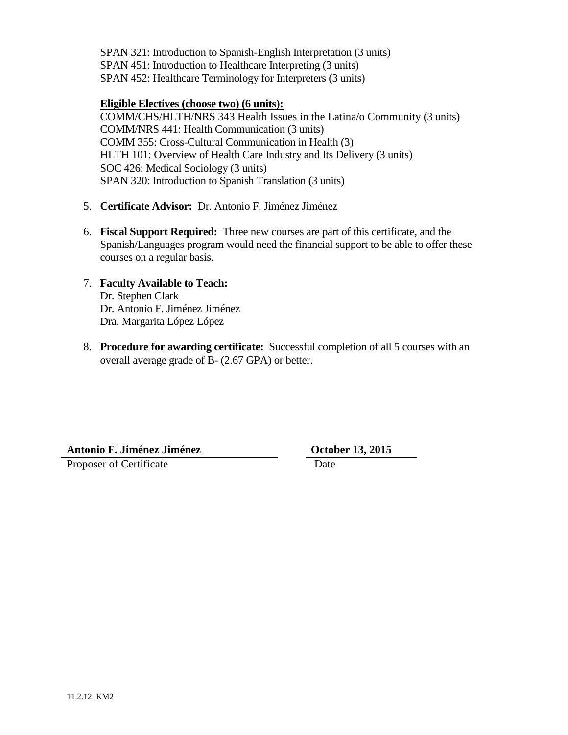SPAN 321: Introduction to Spanish-English Interpretation (3 units)
SPAN 451: Introduction to Healthcare Interpreting (3 units)
SPAN 452: Healthcare Terminology for Interpreters (3 units)

**Eligible Electives (choose two) (6 units):**

COMM/CHS/HLTH/NRS 343 Health Issues in the Latina/o Community (3 units)
COMM/NRS 441: Health Communication (3 units)
COMM 355: Cross-Cultural Communication in Health (3)
HLTH 101: Overview of Health Care Industry and Its Delivery (3 units)
SOC 426: Medical Sociology (3 units)
SPAN 320: Introduction to Spanish Translation (3 units)

5. **Certificate Advisor:** Dr. Antonio F. Jiménez Jiménez

6. **Fiscal Support Required:** Three new courses are part of this certificate, and the Spanish/Languages program would need the financial support to be able to offer these courses on a regular basis.

7. **Faculty Available to Teach:**
   Dr. Stephen Clark
   Dr. Antonio F. Jiménez Jiménez
   Dra. Margarita López López

8. **Procedure for awarding certificate:** Successful completion of all 5 courses with an overall average grade of B- (2.67 GPA) or better.

**Antonio F. Jiménez Jiménez**
Proposer of Certificate

**October 13, 2015**
Date

11.2.12 KM2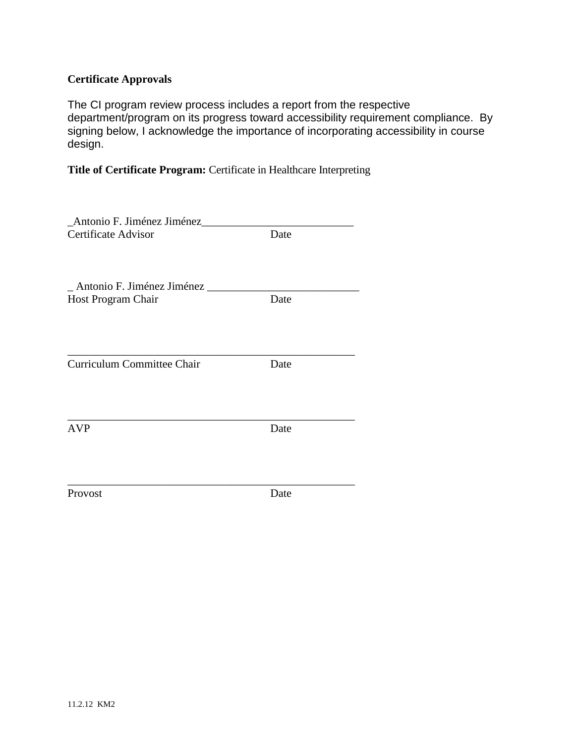**Certificate Approvals**

The CI program review process includes a report from the respective department/program on its progress toward accessibility requirement compliance. By signing below, I acknowledge the importance of incorporating accessibility in course design.

**Title of Certificate Program:** Certificate in Healthcare Interpreting

_Antonio F. Jiménez Jiménez___________________________
Certificate Advisor Date

_ Antonio F. Jiménez Jiménez ___________________________
Host Program Chair Date

_____________________________________________________
Curriculum Committee Chair Date

_____________________________________________________
AVP Date

_____________________________________________________
Provost Date

11.2.12 KM2